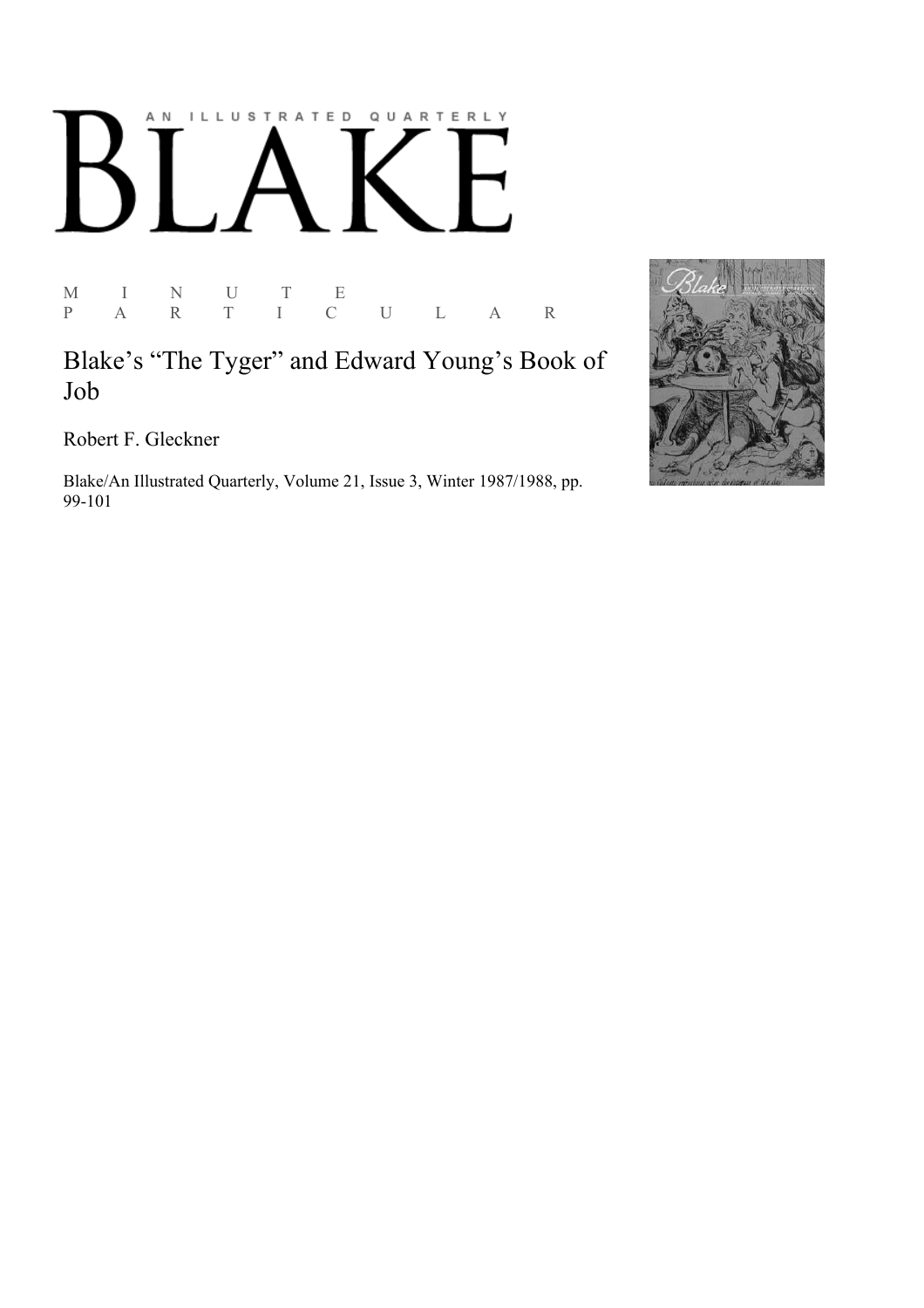# BLAKE

AN ILLUSTRATED QUARTERLY

M I N U T E
P A R T I C U L A R

## Blake's "The Tyger" and Edward Young's Book of Job

Robert F. Gleckner

Blake/An Illustrated Quarterly, Volume 21, Issue 3, Winter 1987/1988, pp. 99-101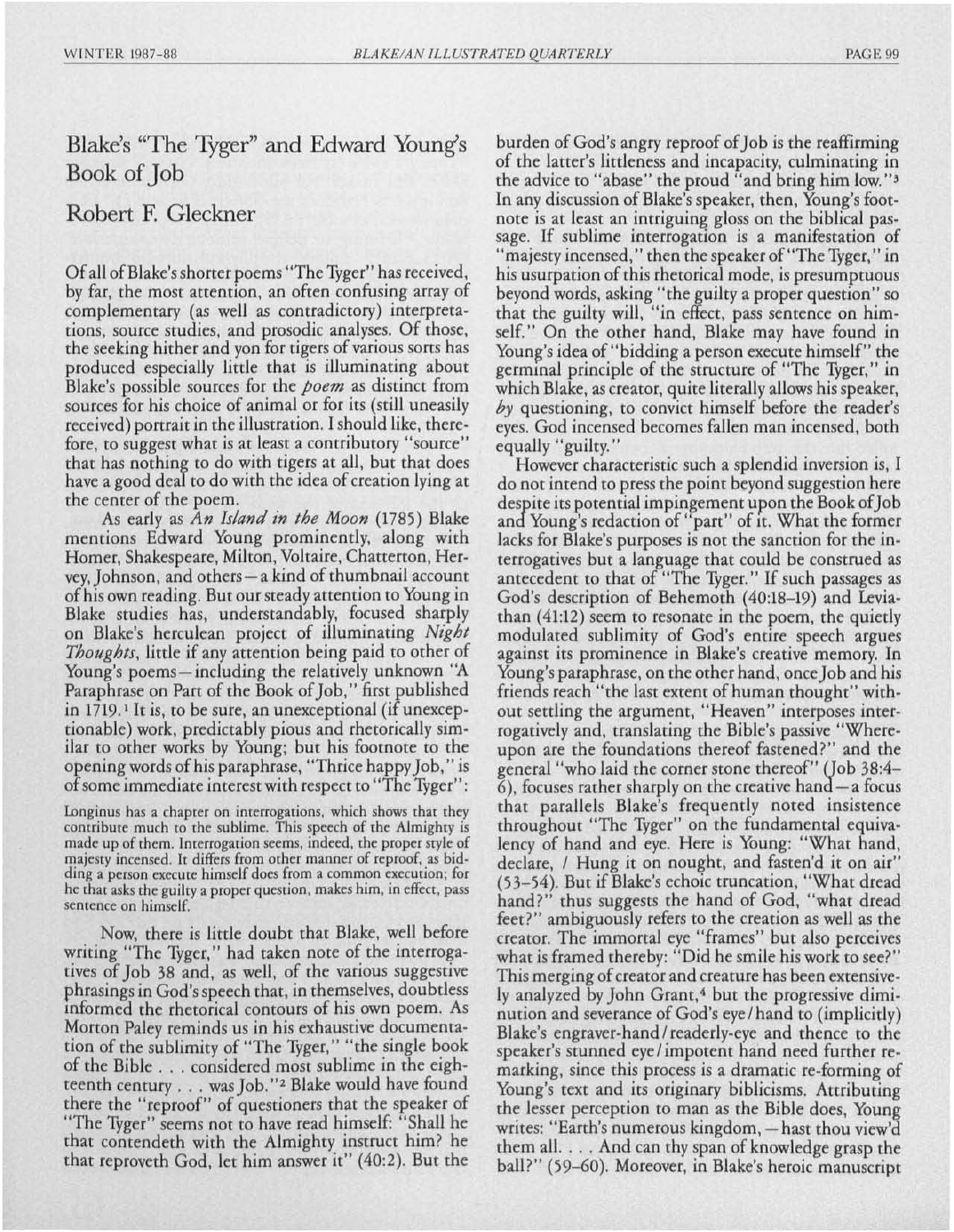# Blake's "The Tyger" and Edward Young's Book of Job

## Robert F. Gleckner

Of all of Blake's shorter poems "The Tyger" has received, by far, the most attention, an often confusing array of complementary (as well as contradictory) interpretations, source studies, and prosodic analyses. Of those, the seeking hither and yon for tigers of various sorts has produced especially little that is illuminating about Blake's possible sources for the *poem* as distinct from sources for his choice of animal or for its (still uneasily received) portrait in the illustration. I should like, therefore, to suggest what is at least a contributory "source" that has nothing to do with tigers at all, but that does have a good deal to do with the idea of creation lying at the center of the poem.

As early as *An Island in the Moon* (1785) Blake mentions Edward Young prominently, along with Homer, Shakespeare, Milton, Voltaire, Chatterton, Hervey, Johnson, and others—a kind of thumbnail account of his own reading. But our steady attention to Young in Blake studies has, understandably, focused sharply on Blake's herculean project of illuminating *Night Thoughts*, little if any attention being paid to other of Young's poems—including the relatively unknown "A Paraphrase on Part of the Book of Job," first published in 1719.[1] It is, to be sure, an unexceptional (if unexceptionable) work, predictably pious and rhetorically similar to other works by Young; but his footnote to the opening words of his paraphrase, "Thrice happy Job," is of some immediate interest with respect to "The Tyger":

> Longinus has a chapter on interrogations, which shows that they contribute much to the sublime. This speech of the Almighty is made up of them. Interrogation seems, indeed, the proper style of majesty incensed. It differs from other manner of reproof, as bidding a person execute himself does from a common execution; for he that asks the guilty a proper question, makes him, in effect, pass sentence on himself.

Now, there is little doubt that Blake, well before writing "The Tyger," had taken note of the interrogatives of Job 38 and, as well, of the various suggestive phrasings in God's speech that, in themselves, doubtless informed the rhetorical contours of his own poem. As Morton Paley reminds us in his exhaustive documentation of the sublimity of "The Tyger," "the single book of the Bible . . . considered most sublime in the eighteenth century . . . was Job."[2] Blake would have found there the "reproof" of questioners that the speaker of "The Tyger" seems not to have read himself: "Shall he that contendeth with the Almighty instruct him? he that reproveth God, let him answer it" (40:2). But the burden of God's angry reproof of Job is the reaffirming of the latter's littleness and incapacity, culminating in the advice to "abase" the proud "and bring him low."[3] In any discussion of Blake's speaker, then, Young's footnote is at least an intriguing gloss on the biblical passage. If sublime interrogation is a manifestation of "majesty incensed," then the speaker of "The Tyger," in his usurpation of this rhetorical mode, is presumptuous beyond words, asking "the guilty a proper question" so that the guilty will, "in effect, pass sentence on himself." On the other hand, Blake may have found in Young's idea of "bidding a person execute himself" the germinal principle of the structure of "The Tyger," in which Blake, as creator, quite literally allows his speaker, *by* questioning, to convict himself before the reader's eyes. God incensed becomes fallen man incensed, both equally "guilty."

However characteristic such a splendid inversion is, I do not intend to press the point beyond suggestion here despite its potential impingement upon the Book of Job and Young's redaction of "part" of it. What the former lacks for Blake's purposes is not the sanction for the interrogatives but a language that could be construed as antecedent to that of "The Tyger." If such passages as God's description of Behemoth (40:18–19) and Leviathan (41:12) seem to resonate in the poem, the quietly modulated sublimity of God's entire speech argues against its prominence in Blake's creative memory. In Young's paraphrase, on the other hand, once Job and his friends reach "the last extent of human thought" without settling the argument, "Heaven" interposes interrogatively and, translating the Bible's passive "Whereupon are the foundations thereof fastened?" and the general "who laid the corner stone thereof" (Job 38:4–6), focuses rather sharply on the creative hand—a focus that parallels Blake's frequently noted insistence throughout "The Tyger" on the fundamental equivalency of hand and eye. Here is Young: "What hand, declare, / Hung it on nought, and fasten'd it on air" (53–54). But if Blake's echoic truncation, "What dread hand?" thus suggests the hand of God, "what dread feet?" ambiguously refers to the creation as well as the creator. The immortal eye "frames" but also perceives what is framed thereby: "Did he smile his work to see?" This merging of creator and creature has been extensively analyzed by John Grant,[4] but the progressive diminution and severance of God's eye/hand to (implicitly) Blake's engraver-hand/readerly-eye and thence to the speaker's stunned eye/impotent hand need further remarking, since this process is a dramatic re-forming of Young's text and its originary biblicisms. Attributing the lesser perception to man as the Bible does, Young writes: "Earth's numerous kingdom,—hast thou view'd them all. . . . And can thy span of knowledge grasp the ball?" (59–60). Moreover, in Blake's heroic manuscript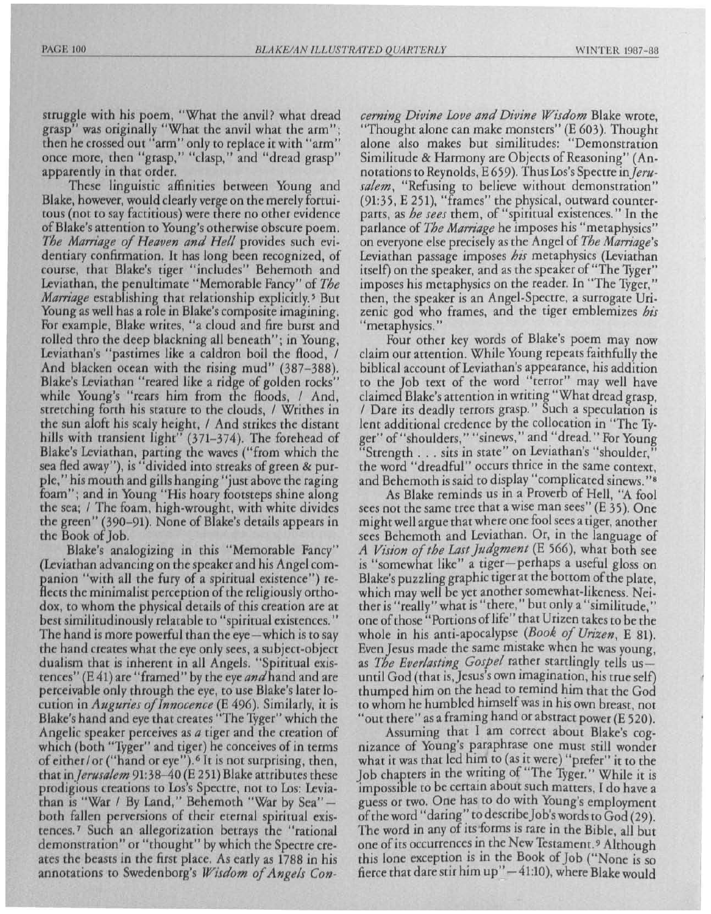struggle with his poem, "What the anvil? what dread grasp" was originally "What the anvil what the arm"; then he crossed out "arm" only to replace it with "arm" once more, then "grasp," "clasp," and "dread grasp" apparently in that order.

These linguistic affinities between Young and Blake, however, would clearly verge on the merely fortuitous (not to say factitious) were there no other evidence of Blake's attention to Young's otherwise obscure poem. *The Marriage of Heaven and Hell* provides such evidentiary confirmation. It has long been recognized, of course, that Blake's tiger "includes" Behemoth and Leviathan, the penultimate "Memorable Fancy" of *The Marriage* establishing that relationship explicitly.[5] But Young as well has a role in Blake's composite imagining. For example, Blake writes, "a cloud and fire burst and rolled thro the deep blackning all beneath"; in Young, Leviathan's "pastimes like a caldron boil the flood, / And blacken ocean with the rising mud" (387–388). Blake's Leviathan "reared like a ridge of golden rocks" while Young's "rears him from the floods, / And, stretching forth his stature to the clouds, / Writhes in the sun aloft his scaly height, / And strikes the distant hills with transient light" (371–374). The forehead of Blake's Leviathan, parting the waves ("from which the sea fled away"), is "divided into streaks of green & purple," his mouth and gills hanging "just above the raging foam"; and in Young "His hoary footsteps shine along the sea; / The foam, high-wrought, with white divides the green" (390–91). None of Blake's details appears in the Book of Job.

Blake's analogizing in this "Memorable Fancy" (Leviathan advancing on the speaker and his Angel companion "with all the fury of a spiritual existence") reflects the minimalist perception of the religiously orthodox, to whom the physical details of this creation are at best similitudinously relatable to "spiritual existences." The hand is more powerful than the eye—which is to say the hand creates what the eye only sees, a subject-object dualism that is inherent in all Angels. "Spiritual existences" (E 41) are "framed" by the eye *and* hand and are perceivable only through the eye, to use Blake's later locution in *Auguries of Innocence* (E 496). Similarly, it is Blake's hand and eye that creates "The Tyger" which the Angelic speaker perceives as *a* tiger and the creation of which (both "Tyger" and tiger) he conceives of in terms of either/or ("hand or eye").[6] It is not surprising, then, that in *Jerusalem* 91:38–40 (E 251) Blake attributes these prodigious creations to Los's Spectre, not to Los: Leviathan is "War / By Land," Behemoth "War by Sea"—both fallen perversions of their eternal spiritual existences.[7] Such an allegorization betrays the "rational demonstration" or "thought" by which the Spectre creates the beasts in the first place. As early as 1788 in his annotations to Swedenborg's *Wisdom of Angels Concerning Divine Love and Divine Wisdom* Blake wrote, "Thought alone can make monsters" (E 603). Thought alone also makes but similitudes: "Demonstration Similitude & Harmony are Objects of Reasoning" (Annotations to Reynolds, E 659). Thus Los's Spectre in *Jerusalem*, "Refusing to believe without demonstration" (91:35, E 251), "frames" the physical, outward counterparts, as *he sees* them, of "spiritual existences." In the parlance of *The Marriage* he imposes his "metaphysics" on everyone else precisely as the Angel of *The Marriage*'s Leviathan passage imposes *his* metaphysics (Leviathan itself) on the speaker, and as the speaker of "The Tyger" imposes his metaphysics on the reader. In "The Tyger," then, the speaker is an Angel-Spectre, a surrogate Urizenic god who frames, and the tiger emblemizes *his* "metaphysics."

Four other key words of Blake's poem may now claim our attention. While Young repeats faithfully the biblical account of Leviathan's appearance, his addition to the Job text of the word "terror" may well have claimed Blake's attention in writing "What dread grasp, / Dare its deadly terrors grasp." Such a speculation is lent additional credence by the collocation in "The Tyger" of "shoulders," "sinews," and "dread." For Young "Strength . . . sits in state" on Leviathan's "shoulder," the word "dreadful" occurs thrice in the same context, and Behemoth is said to display "complicated sinews."[8]

As Blake reminds us in a Proverb of Hell, "A fool sees not the same tree that a wise man sees" (E 35). One might well argue that where one fool sees a tiger, another sees Behemoth and Leviathan. Or, in the language of *A Vision of the Last Judgment* (E 566), what both see is "somewhat like" a tiger—perhaps a useful gloss on Blake's puzzling graphic tiger at the bottom of the plate, which may well be yet another somewhat-likeness. Neither is "really" what is "there," but only a "similitude," one of those "Portions of life" that Urizen takes to be the whole in his anti-apocalypse (*Book of Urizen*, E 81). Even Jesus made the same mistake when he was young, as *The Everlasting Gospel* rather startlingly tells us—until God (that is, Jesus's own imagination, his true self) thumped him on the head to remind him that the God to whom he humbled himself was in his own breast, not "out there" as a framing hand or abstract power (E 520).

Assuming that I am correct about Blake's cognizance of Young's paraphrase one must still wonder what it was that led him to (as it were) "prefer" it to the Job chapters in the writing of "The Tyger." While it is impossible to be certain about such matters, I do have a guess or two. One has to do with Young's employment of the word "daring" to describe Job's words to God (29). The word in any of its forms is rare in the Bible, all but one of its occurrences in the New Testament.[9] Although this lone exception is in the Book of Job ("None is so fierce that dare stir him up"—41:10), where Blake would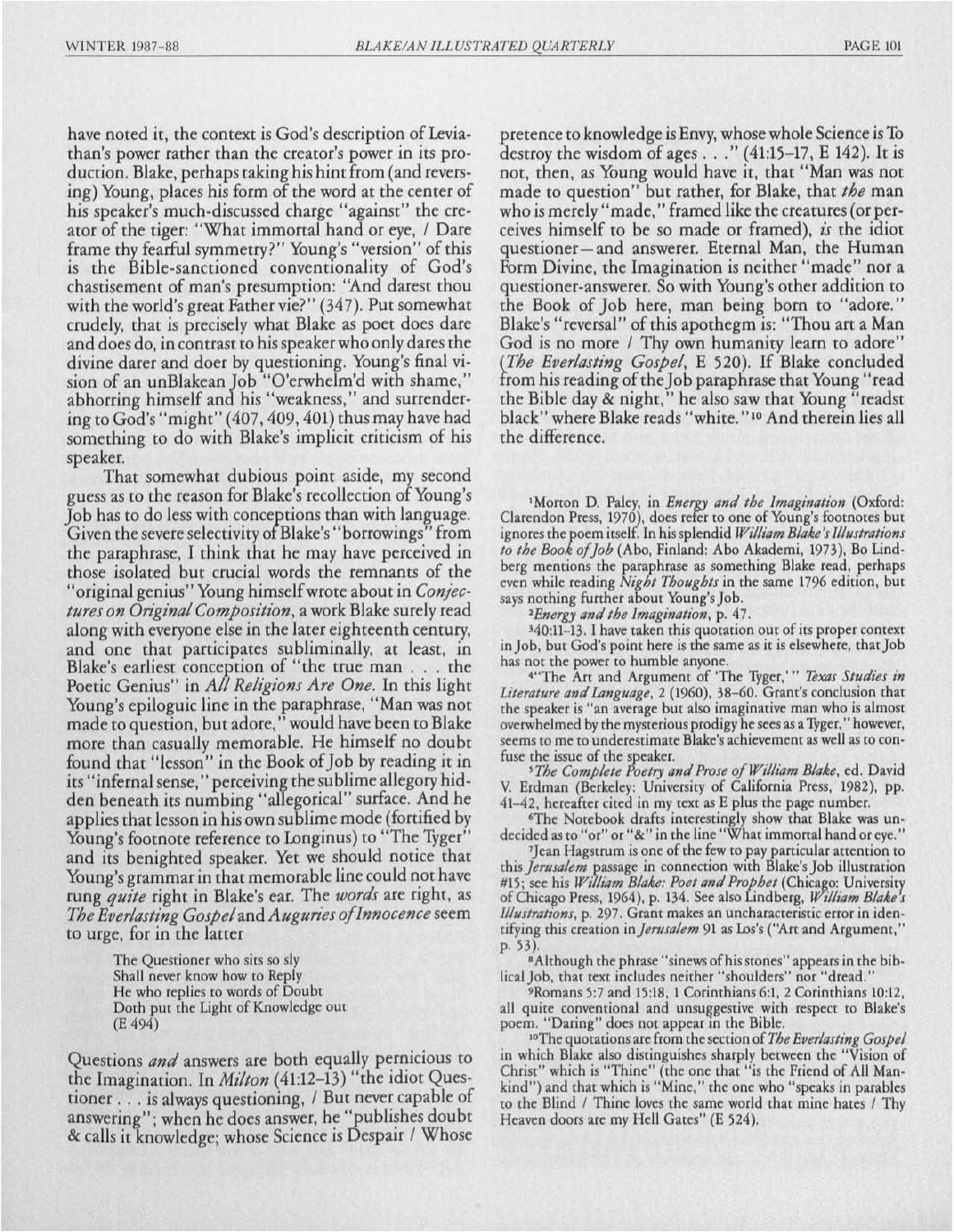have noted it, the context is God's description of Leviathan's power rather than the creator's power in its production. Blake, perhaps taking his hint from (and reversing) Young, places his form of the word at the center of his speaker's much-discussed charge "against" the creator of the tiger: "What immortal hand or eye, / Dare frame thy fearful symmetry?" Young's "version" of this is the Bible-sanctioned conventionality of God's chastisement of man's presumption: "And darest thou with the world's great Father vie?" (347). Put somewhat crudely, that is precisely what Blake as poet does dare and does do, in contrast to his speaker who only dares the divine darer and doer by questioning. Young's final vision of an unBlakean Job "O'erwhelm'd with shame," abhorring himself and his "weakness," and surrendering to God's "might" (407, 409, 401) thus may have had something to do with Blake's implicit criticism of his speaker.

That somewhat dubious point aside, my second guess as to the reason for Blake's recollection of Young's Job has to do less with conceptions than with language. Given the severe selectivity of Blake's "borrowings" from the paraphrase, I think that he may have perceived in those isolated but crucial words the remnants of the "original genius" Young himself wrote about in *Conjectures on Original Composition*, a work Blake surely read along with everyone else in the later eighteenth century, and one that participates subliminally, at least, in Blake's earliest conception of "the true man . . . the Poetic Genius" in *All Religions Are One*. In this light Young's epiloguic line in the paraphrase, "Man was not made to question, but adore," would have been to Blake more than casually memorable. He himself no doubt found that "lesson" in the Book of Job by reading it in its "infernal sense," perceiving the sublime allegory hidden beneath its numbing "allegorical" surface. And he applies that lesson in his own sublime mode (fortified by Young's footnote reference to Longinus) to "The Tyger" and its benighted speaker. Yet we should notice that Young's grammar in that memorable line could not have rung *quite* right in Blake's ear. The *words* are right, as *The Everlasting Gospel* and *Auguries of Innocence* seem to urge, for in the latter

> The Questioner who sits so sly
> Shall never know how to Reply
> He who replies to words of Doubt
> Doth put the Light of Knowledge out
> (E 494)

Questions *and* answers are both equally pernicious to the Imagination. In *Milton* (41:12–13) "the idiot Questioner . . . is always questioning, / But never capable of answering"; when he does answer, he "publishes doubt & calls it knowledge; whose Science is Despair / Whose pretence to knowledge is Envy, whose whole Science is To destroy the wisdom of ages . . ." (41:15–17, E 142). It is not, then, as Young would have it, that "Man was not made to question" but rather, for Blake, that *the* man who is merely "made," framed like the creatures (or perceives himself to be so made or framed), *is* the idiot questioner—and answerer. Eternal Man, the Human Form Divine, the Imagination is neither "made" nor a questioner-answerer. So with Young's other addition to the Book of Job here, man being born to "adore." Blake's "reversal" of this apothegm is: "Thou art a Man God is no more / Thy own humanity learn to adore" (*The Everlasting Gospel*, E 520). If Blake concluded from his reading of the Job paraphrase that Young "read the Bible day & night," he also saw that Young "readst black" where Blake reads "white."[10] And therein lies all the difference.

[1]Morton D. Paley, in *Energy and the Imagination* (Oxford: Clarendon Press, 1970), does refer to one of Young's footnotes but ignores the poem itself. In his splendid *William Blake's Illustrations to the Book of Job* (Abo, Finland: Abo Akademi, 1973), Bo Lindberg mentions the paraphrase as something Blake read, perhaps even while reading *Night Thoughts* in the same 1796 edition, but says nothing further about Young's Job.

[2]*Energy and the Imagination*, p. 47.

[3]40:11–13. I have taken this quotation out of its proper context in Job, but God's point here is the same as it is elsewhere, that Job has not the power to humble anyone.

[4]"The Art and Argument of 'The Tyger,'" *Texas Studies in Literature and Language*, 2 (1960), 38–60. Grant's conclusion that the speaker is "an average but also imaginative man who is almost overwhelmed by the mysterious prodigy he sees as a Tyger," however, seems to me to underestimate Blake's achievement as well as to confuse the issue of the speaker.

[5]*The Complete Poetry and Prose of William Blake*, ed. David V. Erdman (Berkeley: University of California Press, 1982), pp. 41–42, hereafter cited in my text as E plus the page number.

[6]The Notebook drafts interestingly show that Blake was undecided as to "or" or "&" in the line "What immortal hand or eye."

[7]Jean Hagstrum is one of the few to pay particular attention to this *Jerusalem* passage in connection with Blake's Job illustration #15; see his *William Blake: Poet and Prophet* (Chicago: University of Chicago Press, 1964), p. 134. See also Lindberg, *William Blake's Illustrations*, p. 297. Grant makes an uncharacteristic error in identifying this creation in *Jerusalem* 91 as Los's ("Art and Argument," p. 53).

[8]Although the phrase "sinews of his stones" appears in the biblical Job, that text includes neither "shoulders" nor "dread."

[9]Romans 5:7 and 15:18, 1 Corinthians 6:1, 2 Corinthians 10:12, all quite conventional and unsuggestive with respect to Blake's poem. "Daring" does not appear in the Bible.

[10]The quotations are from the section of *The Everlasting Gospel* in which Blake also distinguishes sharply between the "Vision of Christ" which is "Thine" (the one that "is the Friend of All Mankind") and that which is "Mine," the one who "speaks in parables to the Blind / Thine loves the same world that mine hates / Thy Heaven doors are my Hell Gates" (E 524).